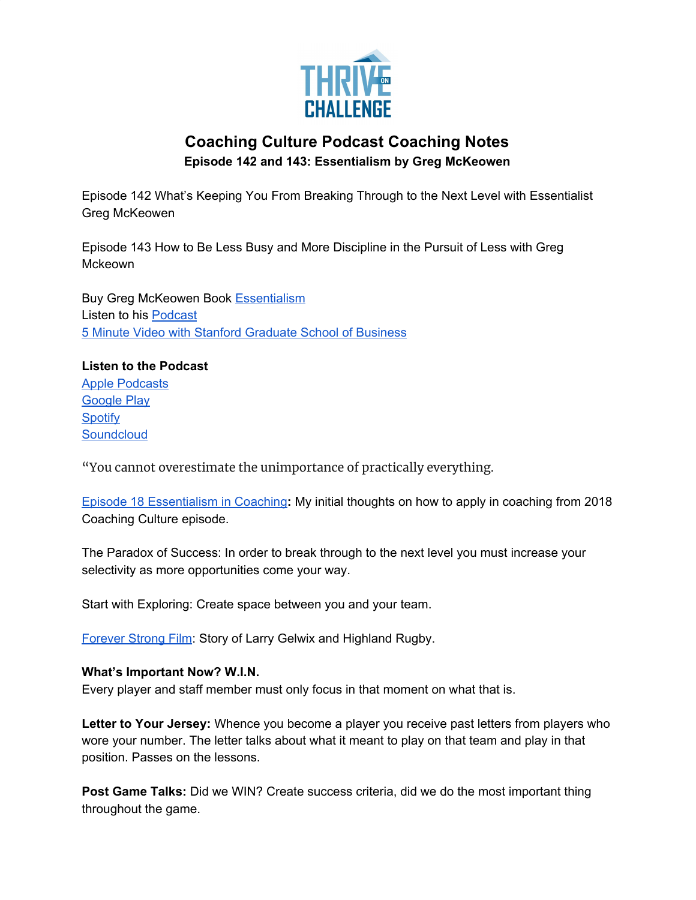# Coaching Culture Podcast Coaching Notes

**Episode 142 and 143: Essentialism by Greg McKeowen**

Episode 142 What's Keeping You From Breaking Through to the Next Level with Essentialist Greg McKeowen

Episode 143 How to Be Less Busy and More Discipline in the Pursuit of Less with Greg Mckeown

Buy Greg McKeowen Book Essentialism
Listen to his Podcast
5 Minute Video with Stanford Graduate School of Business

**Listen to the Podcast**
Apple Podcasts
Google Play
Spotify
Soundcloud

"You cannot overestimate the unimportance of practically everything.

Episode 18 Essentialism in Coaching**:** My initial thoughts on how to apply in coaching from 2018 Coaching Culture episode.

The Paradox of Success: In order to break through to the next level you must increase your selectivity as more opportunities come your way.

Start with Exploring: Create space between you and your team.

Forever Strong Film: Story of Larry Gelwix and Highland Rugby.

**What's Important Now? W.I.N.**
Every player and staff member must only focus in that moment on what that is.

**Letter to Your Jersey:** Whence you become a player you receive past letters from players who wore your number. The letter talks about what it meant to play on that team and play in that position. Passes on the lessons.

**Post Game Talks:** Did we WIN? Create success criteria, did we do the most important thing throughout the game.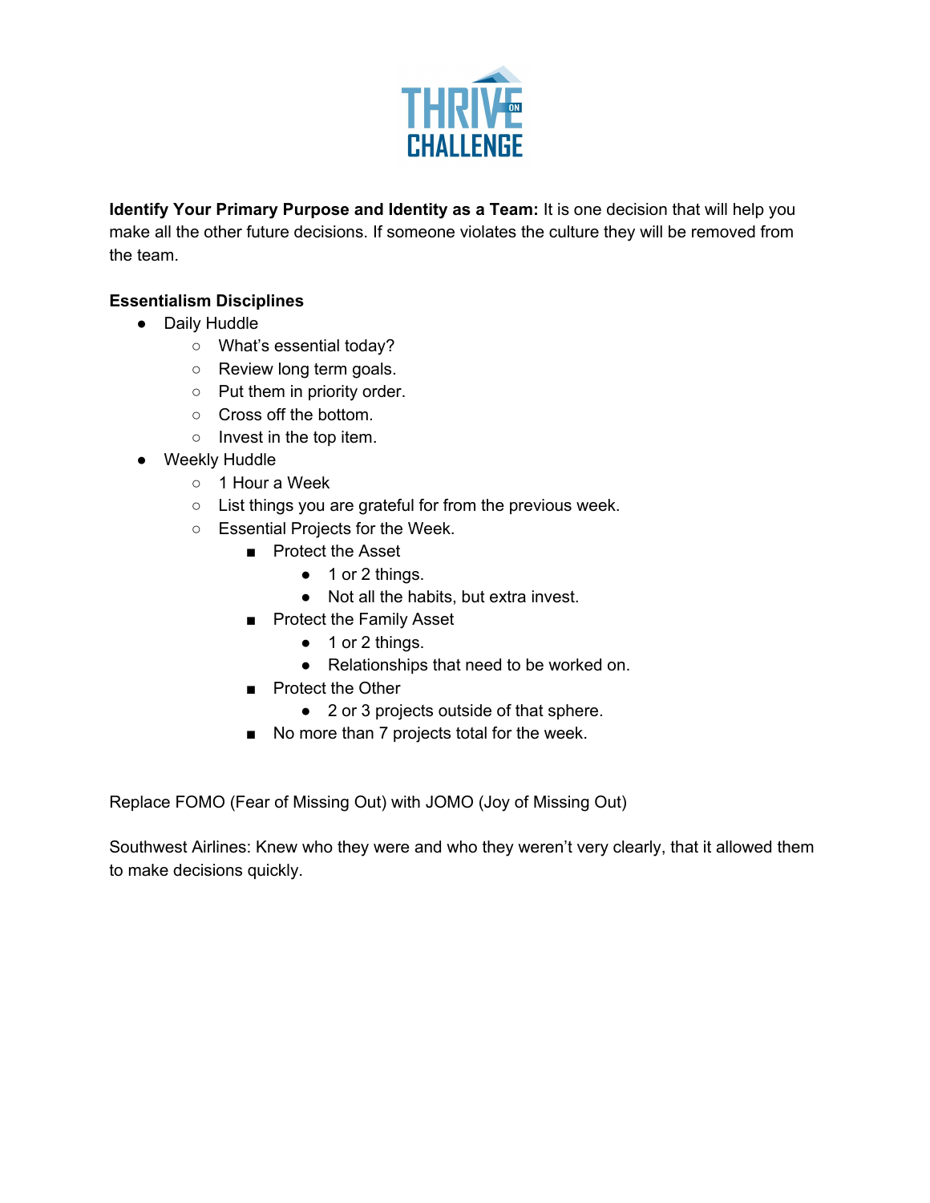**Identify Your Primary Purpose and Identity as a Team:** It is one decision that will help you make all the other future decisions. If someone violates the culture they will be removed from the team.

**Essentialism Disciplines**

- Daily Huddle
  - What's essential today?
  - Review long term goals.
  - Put them in priority order.
  - Cross off the bottom.
  - Invest in the top item.
- Weekly Huddle
  - 1 Hour a Week
  - List things you are grateful for from the previous week.
  - Essential Projects for the Week.
    - Protect the Asset
      - 1 or 2 things.
      - Not all the habits, but extra invest.
    - Protect the Family Asset
      - 1 or 2 things.
      - Relationships that need to be worked on.
    - Protect the Other
      - 2 or 3 projects outside of that sphere.
    - No more than 7 projects total for the week.

Replace FOMO (Fear of Missing Out) with JOMO (Joy of Missing Out)

Southwest Airlines: Knew who they were and who they weren't very clearly, that it allowed them to make decisions quickly.